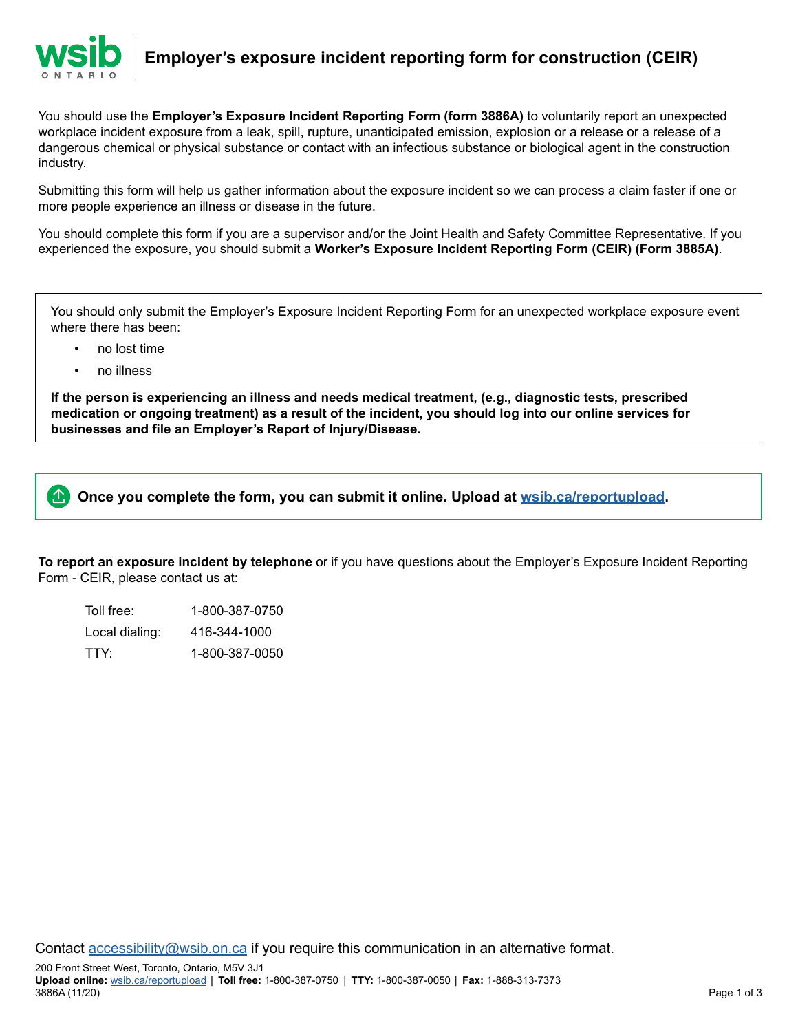# Employer's exposure incident reporting form for construction (CEIR)

You should use the **Employer's Exposure Incident Reporting Form (form 3886A)** to voluntarily report an unexpected workplace incident exposure from a leak, spill, rupture, unanticipated emission, explosion or a release or a release of a dangerous chemical or physical substance or contact with an infectious substance or biological agent in the construction industry.

Submitting this form will help us gather information about the exposure incident so we can process a claim faster if one or more people experience an illness or disease in the future.

You should complete this form if you are a supervisor and/or the Joint Health and Safety Committee Representative. If you experienced the exposure, you should submit a **Worker's Exposure Incident Reporting Form (CEIR) (Form 3885A)**.

You should only submit the Employer's Exposure Incident Reporting Form for an unexpected workplace exposure event where there has been:

- no lost time
- no illness

**If the person is experiencing an illness and needs medical treatment, (e.g., diagnostic tests, prescribed medication or ongoing treatment) as a result of the incident, you should log into our online services for businesses and file an Employer's Report of Injury/Disease.**

**Once you complete the form, you can submit it online. Upload at wsib.ca/reportupload.**

**To report an exposure incident by telephone** or if you have questions about the Employer's Exposure Incident Reporting Form - CEIR, please contact us at:

| | |
|---|---|
| Toll free: | 1-800-387-0750 |
| Local dialing: | 416-344-1000 |
| TTY: | 1-800-387-0050 |

Contact accessibility@wsib.on.ca if you require this communication in an alternative format.

200 Front Street West, Toronto, Ontario, M5V 3J1
**Upload online:** wsib.ca/reportupload | **Toll free:** 1-800-387-0750 | **TTY:** 1-800-387-0050 | **Fax:** 1-888-313-7373
3886A (11/20)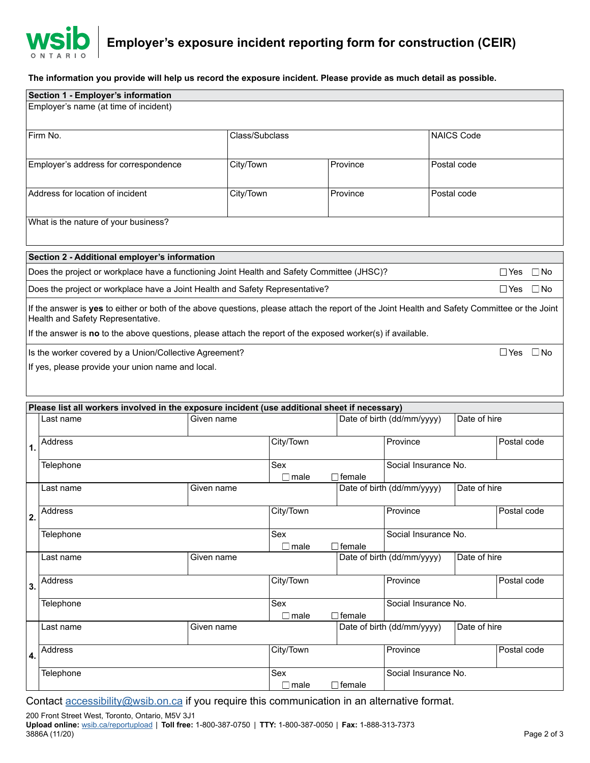# Employer's exposure incident reporting form for construction (CEIR)

**The information you provide will help us record the exposure incident. Please provide as much detail as possible.**

| **Section 1 - Employer's information** | | | |
|---|---|---|---|
| Employer's name (at time of incident) | | | |
| Firm No. | Class/Subclass | | NAICS Code |
| Employer's address for correspondence | City/Town | Province | Postal code |
| Address for location of incident | City/Town | Province | Postal code |
| What is the nature of your business? | | | |

| **Section 2 - Additional employer's information** | |
|---|---|
| Does the project or workplace have a functioning Joint Health and Safety Committee (JHSC)? | ☐ Yes ☐ No |
| Does the project or workplace have a Joint Health and Safety Representative? | ☐ Yes ☐ No |

If the answer is **yes** to either or both of the above questions, please attach the report of the Joint Health and Safety Committee or the Joint Health and Safety Representative.

If the answer is **no** to the above questions, please attach the report of the exposed worker(s) if available.

| | |
|---|---|
| Is the worker covered by a Union/Collective Agreement? | ☐ Yes ☐ No |
| If yes, please provide your union name and local. | |

**Please list all workers involved in the exposure incident (use additional sheet if necessary)**

| | | | | |
|---|---|---|---|---|
| **1.** | Last name | Given name | Date of birth (dd/mm/yyyy) | Date of hire |
| | Address | City/Town | Province | Postal code |
| | Telephone | Sex ☐ male ☐ female | Social Insurance No. | |
| **2.** | Last name | Given name | Date of birth (dd/mm/yyyy) | Date of hire |
| | Address | City/Town | Province | Postal code |
| | Telephone | Sex ☐ male ☐ female | Social Insurance No. | |
| **3.** | Last name | Given name | Date of birth (dd/mm/yyyy) | Date of hire |
| | Address | City/Town | Province | Postal code |
| | Telephone | Sex ☐ male ☐ female | Social Insurance No. | |
| **4.** | Last name | Given name | Date of birth (dd/mm/yyyy) | Date of hire |
| | Address | City/Town | Province | Postal code |
| | Telephone | Sex ☐ male ☐ female | Social Insurance No. | |

Contact accessibility@wsib.on.ca if you require this communication in an alternative format.

200 Front Street West, Toronto, Ontario, M5V 3J1
**Upload online:** wsib.ca/reportupload | **Toll free:** 1-800-387-0750 | **TTY:** 1-800-387-0050 | **Fax:** 1-888-313-7373
3886A (11/20)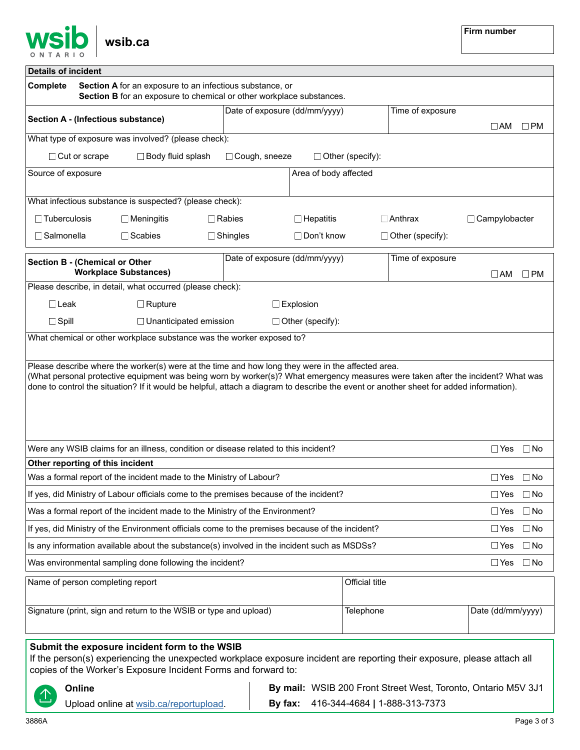wsib ONTARIO | wsib.ca

**Firm number**

## Details of incident

**Complete** **Section A** for an exposure to an infectious substance, or
**Section B** for an exposure to chemical or other workplace substances.

| **Section A - (Infectious substance)** | Date of exposure (dd/mm/yyyy) | Time of exposure ☐AM ☐PM |
|---|---|---|

What type of exposure was involved? (please check):

☐ Cut or scrape ☐ Body fluid splash ☐ Cough, sneeze ☐ Other (specify):

| Source of exposure | Area of body affected |
|---|---|

What infectious substance is suspected? (please check):

☐ Tuberculosis ☐ Meningitis ☐ Rabies ☐ Hepatitis ☐ Anthrax ☐ Campylobacter

☐ Salmonella ☐ Scabies ☐ Shingles ☐ Don't know ☐ Other (specify):

| **Section B - (Chemical or Other Workplace Substances)** | Date of exposure (dd/mm/yyyy) | Time of exposure ☐AM ☐PM |
|---|---|---|

Please describe, in detail, what occurred (please check):

☐ Leak ☐ Rupture ☐ Explosion

☐ Spill ☐ Unanticipated emission ☐ Other (specify):

What chemical or other workplace substance was the worker exposed to?

Please describe where the worker(s) were at the time and how long they were in the affected area.
(What personal protective equipment was being worn by worker(s)? What emergency measures were taken after the incident? What was done to control the situation? If it would be helpful, attach a diagram to describe the event or another sheet for added information).

| | |
|---|---|
| Were any WSIB claims for an illness, condition or disease related to this incident? | ☐ Yes ☐ No |
| **Other reporting of this incident** | |
| Was a formal report of the incident made to the Ministry of Labour? | ☐ Yes ☐ No |
| If yes, did Ministry of Labour officials come to the premises because of the incident? | ☐ Yes ☐ No |
| Was a formal report of the incident made to the Ministry of the Environment? | ☐ Yes ☐ No |
| If yes, did Ministry of the Environment officials come to the premises because of the incident? | ☐ Yes ☐ No |
| Is any information available about the substance(s) involved in the incident such as MSDSs? | ☐ Yes ☐ No |
| Was environmental sampling done following the incident? | ☐ Yes ☐ No |

| Name of person completing report | Official title | |
|---|---|---|
| Signature (print, sign and return to the WSIB or type and upload) | Telephone | Date (dd/mm/yyyy) |

**Submit the exposure incident form to the WSIB**
If the person(s) experiencing the unexpected workplace exposure incident are reporting their exposure, please attach all copies of the Worker's Exposure Incident Forms and forward to:

**Online**
Upload online at wsib.ca/reportupload.

**By mail:** WSIB 200 Front Street West, Toronto, Ontario M5V 3J1
**By fax:** 416-344-4684 | 1-888-313-7373

3886A